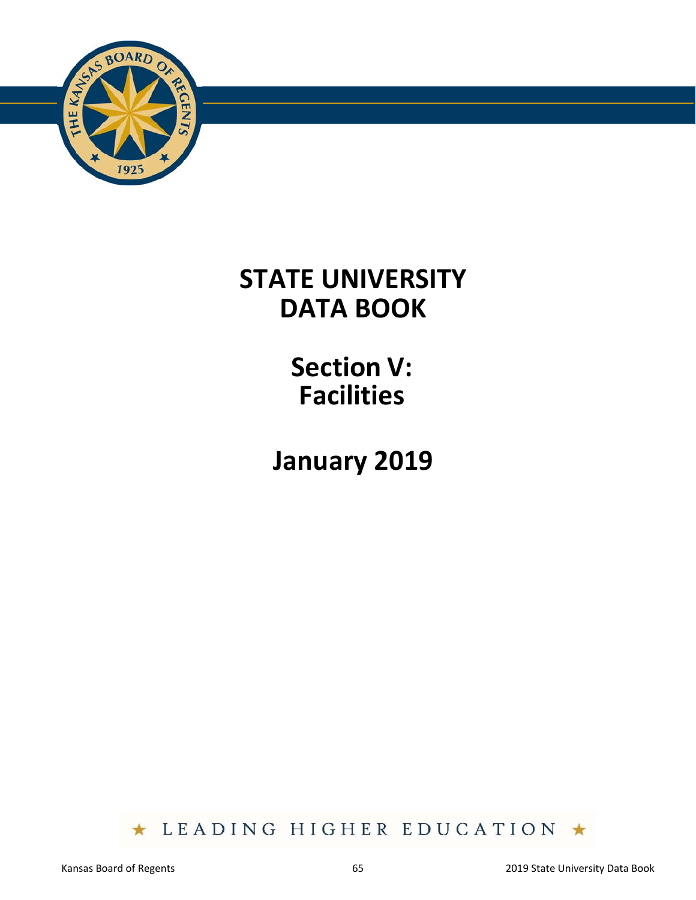# STATE UNIVERSITY DATA BOOK

## Section V: Facilities

## January 2019

★ LEADING HIGHER EDUCATION ★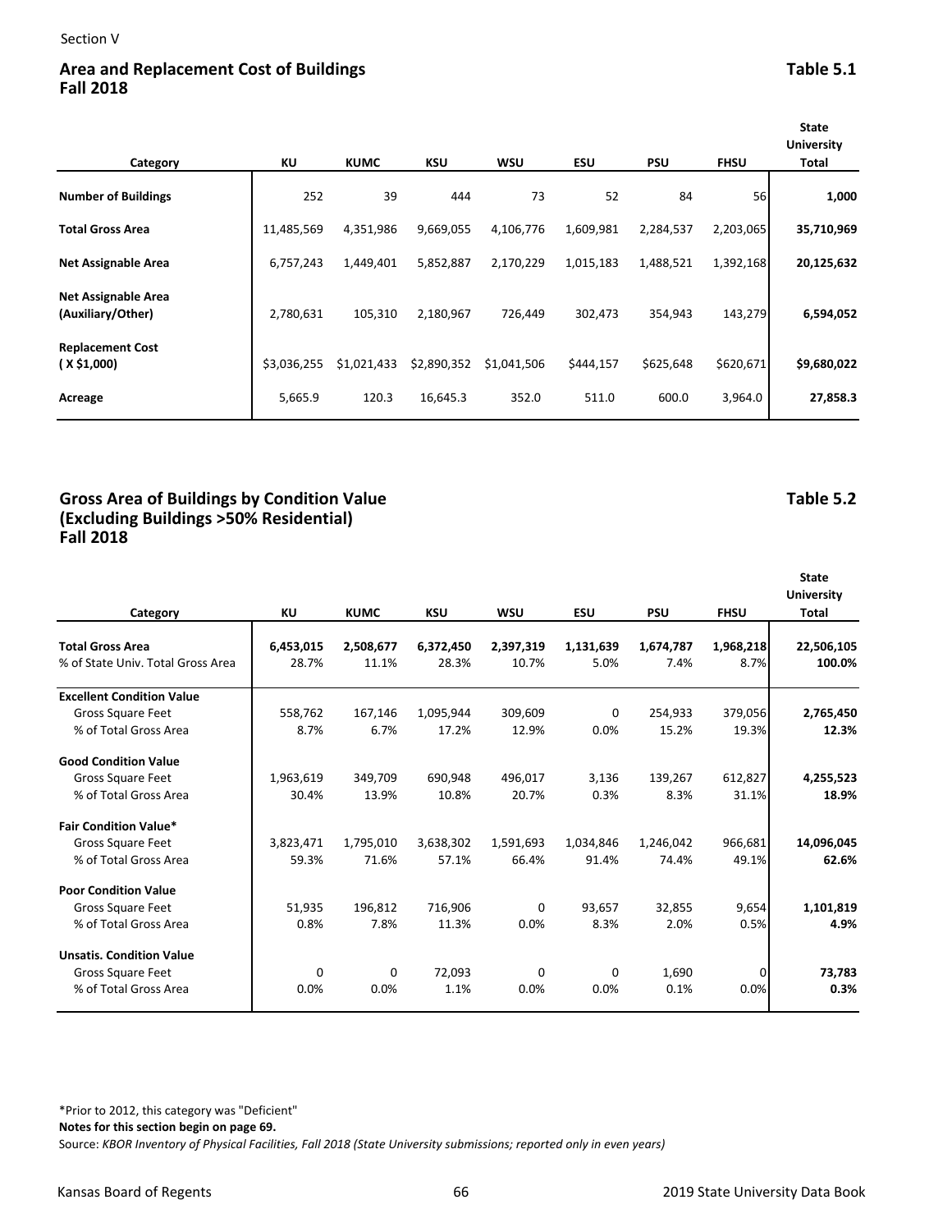Section V

## Area and Replacement Cost of Buildings — Table 5.1
## Fall 2018

| Category | KU | KUMC | KSU | WSU | ESU | PSU | FHSU | State University Total |
|---|---|---|---|---|---|---|---|---|
| **Number of Buildings** | 252 | 39 | 444 | 73 | 52 | 84 | 56 | **1,000** |
| **Total Gross Area** | 11,485,569 | 4,351,986 | 9,669,055 | 4,106,776 | 1,609,981 | 2,284,537 | 2,203,065 | **35,710,969** |
| **Net Assignable Area** | 6,757,243 | 1,449,401 | 5,852,887 | 2,170,229 | 1,015,183 | 1,488,521 | 1,392,168 | **20,125,632** |
| **Net Assignable Area (Auxiliary/Other)** | 2,780,631 | 105,310 | 2,180,967 | 726,449 | 302,473 | 354,943 | 143,279 | **6,594,052** |
| **Replacement Cost ( X $1,000)** | $3,036,255 | $1,021,433 | $2,890,352 | $1,041,506 | $444,157 | $625,648 | $620,671 | **$9,680,022** |
| **Acreage** | 5,665.9 | 120.3 | 16,645.3 | 352.0 | 511.0 | 600.0 | 3,964.0 | **27,858.3** |

## Gross Area of Buildings by Condition Value (Excluding Buildings >50% Residential) — Table 5.2
## Fall 2018

| Category | KU | KUMC | KSU | WSU | ESU | PSU | FHSU | State University Total |
|---|---|---|---|---|---|---|---|---|
| **Total Gross Area** | **6,453,015** | **2,508,677** | **6,372,450** | **2,397,319** | **1,131,639** | **1,674,787** | **1,968,218** | 22,506,105 |
| % of State Univ. Total Gross Area | 28.7% | 11.1% | 28.3% | 10.7% | 5.0% | 7.4% | 8.7% | **100.0%** |
| **Excellent Condition Value** | | | | | | | | |
| Gross Square Feet | 558,762 | 167,146 | 1,095,944 | 309,609 | 0 | 254,933 | 379,056 | **2,765,450** |
| % of Total Gross Area | 8.7% | 6.7% | 17.2% | 12.9% | 0.0% | 15.2% | 19.3% | **12.3%** |
| **Good Condition Value** | | | | | | | | |
| Gross Square Feet | 1,963,619 | 349,709 | 690,948 | 496,017 | 3,136 | 139,267 | 612,827 | **4,255,523** |
| % of Total Gross Area | 30.4% | 13.9% | 10.8% | 20.7% | 0.3% | 8.3% | 31.1% | **18.9%** |
| **Fair Condition Value*** | | | | | | | | |
| Gross Square Feet | 3,823,471 | 1,795,010 | 3,638,302 | 1,591,693 | 1,034,846 | 1,246,042 | 966,681 | **14,096,045** |
| % of Total Gross Area | 59.3% | 71.6% | 57.1% | 66.4% | 91.4% | 74.4% | 49.1% | **62.6%** |
| **Poor Condition Value** | | | | | | | | |
| Gross Square Feet | 51,935 | 196,812 | 716,906 | 0 | 93,657 | 32,855 | 9,654 | **1,101,819** |
| % of Total Gross Area | 0.8% | 7.8% | 11.3% | 0.0% | 8.3% | 2.0% | 0.5% | **4.9%** |
| **Unsatis. Condition Value** | | | | | | | | |
| Gross Square Feet | 0 | 0 | 72,093 | 0 | 0 | 1,690 | 0 | **73,783** |
| % of Total Gross Area | 0.0% | 0.0% | 1.1% | 0.0% | 0.0% | 0.1% | 0.0% | **0.3%** |

*Prior to 2012, this category was "Deficient"

**Notes for this section begin on page 69.**

Source: *KBOR Inventory of Physical Facilities, Fall 2018 (State University submissions; reported only in even years)*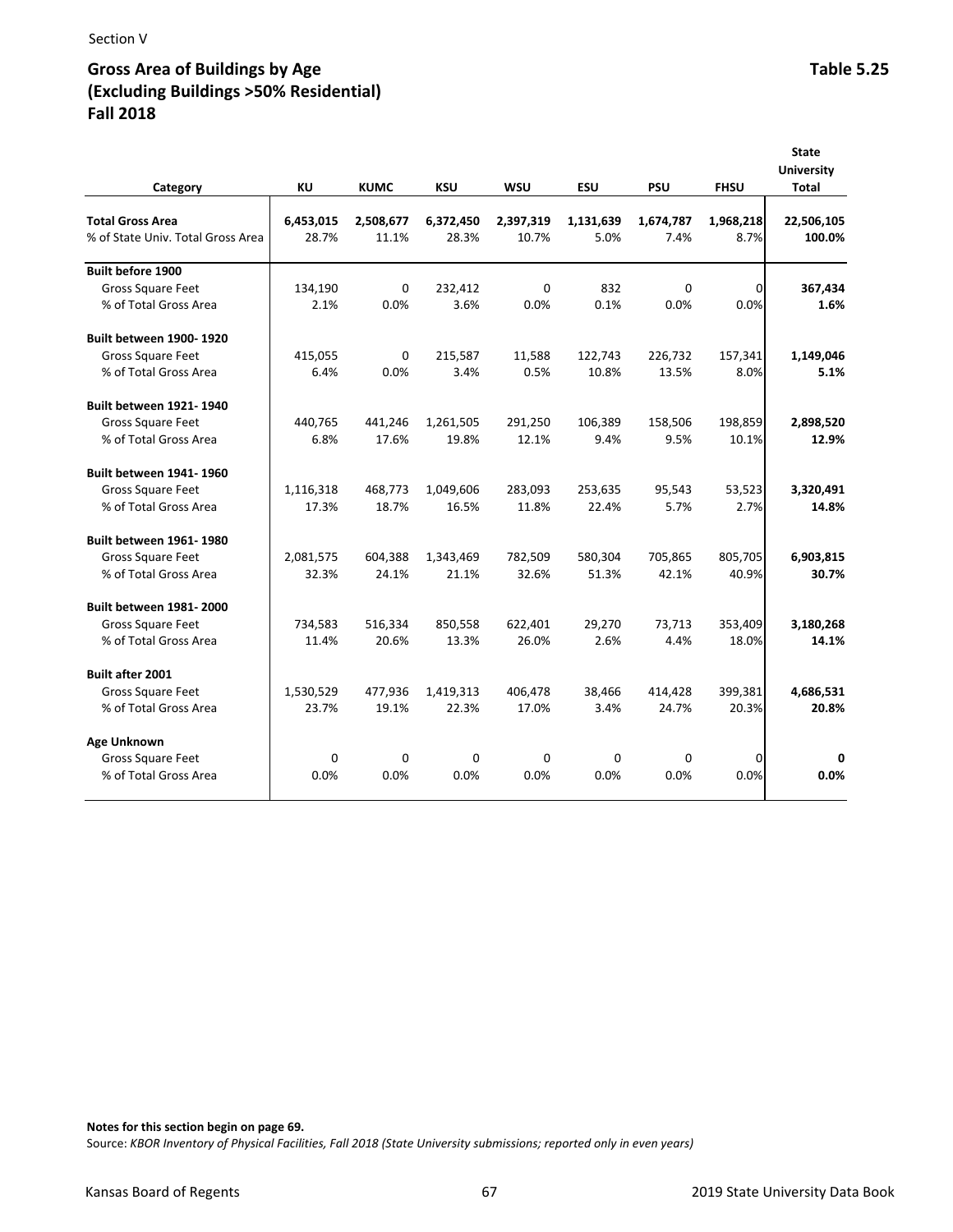Section V

## Gross Area of Buildings by Age (Excluding Buildings >50% Residential) Fall 2018

**Table 5.25**

| Category | KU | KUMC | KSU | WSU | ESU | PSU | FHSU | State University Total |
|---|---|---|---|---|---|---|---|---|
| **Total Gross Area** | **6,453,015** | **2,508,677** | **6,372,450** | **2,397,319** | **1,131,639** | **1,674,787** | **1,968,218** | **22,506,105** |
| % of State Univ. Total Gross Area | 28.7% | 11.1% | 28.3% | 10.7% | 5.0% | 7.4% | 8.7% | **100.0%** |
| **Built before 1900** | | | | | | | | |
| Gross Square Feet | 134,190 | 0 | 232,412 | 0 | 832 | 0 | 0 | **367,434** |
| % of Total Gross Area | 2.1% | 0.0% | 3.6% | 0.0% | 0.1% | 0.0% | 0.0% | **1.6%** |
| **Built between 1900- 1920** | | | | | | | | |
| Gross Square Feet | 415,055 | 0 | 215,587 | 11,588 | 122,743 | 226,732 | 157,341 | **1,149,046** |
| % of Total Gross Area | 6.4% | 0.0% | 3.4% | 0.5% | 10.8% | 13.5% | 8.0% | **5.1%** |
| **Built between 1921- 1940** | | | | | | | | |
| Gross Square Feet | 440,765 | 441,246 | 1,261,505 | 291,250 | 106,389 | 158,506 | 198,859 | **2,898,520** |
| % of Total Gross Area | 6.8% | 17.6% | 19.8% | 12.1% | 9.4% | 9.5% | 10.1% | **12.9%** |
| **Built between 1941- 1960** | | | | | | | | |
| Gross Square Feet | 1,116,318 | 468,773 | 1,049,606 | 283,093 | 253,635 | 95,543 | 53,523 | **3,320,491** |
| % of Total Gross Area | 17.3% | 18.7% | 16.5% | 11.8% | 22.4% | 5.7% | 2.7% | **14.8%** |
| **Built between 1961- 1980** | | | | | | | | |
| Gross Square Feet | 2,081,575 | 604,388 | 1,343,469 | 782,509 | 580,304 | 705,865 | 805,705 | **6,903,815** |
| % of Total Gross Area | 32.3% | 24.1% | 21.1% | 32.6% | 51.3% | 42.1% | 40.9% | **30.7%** |
| **Built between 1981- 2000** | | | | | | | | |
| Gross Square Feet | 734,583 | 516,334 | 850,558 | 622,401 | 29,270 | 73,713 | 353,409 | **3,180,268** |
| % of Total Gross Area | 11.4% | 20.6% | 13.3% | 26.0% | 2.6% | 4.4% | 18.0% | **14.1%** |
| **Built after 2001** | | | | | | | | |
| Gross Square Feet | 1,530,529 | 477,936 | 1,419,313 | 406,478 | 38,466 | 414,428 | 399,381 | **4,686,531** |
| % of Total Gross Area | 23.7% | 19.1% | 22.3% | 17.0% | 3.4% | 24.7% | 20.3% | **20.8%** |
| **Age Unknown** | | | | | | | | |
| Gross Square Feet | 0 | 0 | 0 | 0 | 0 | 0 | 0 | **0** |
| % of Total Gross Area | 0.0% | 0.0% | 0.0% | 0.0% | 0.0% | 0.0% | 0.0% | **0.0%** |

**Notes for this section begin on page 69.**

Source: *KBOR Inventory of Physical Facilities, Fall 2018 (State University submissions; reported only in even years)*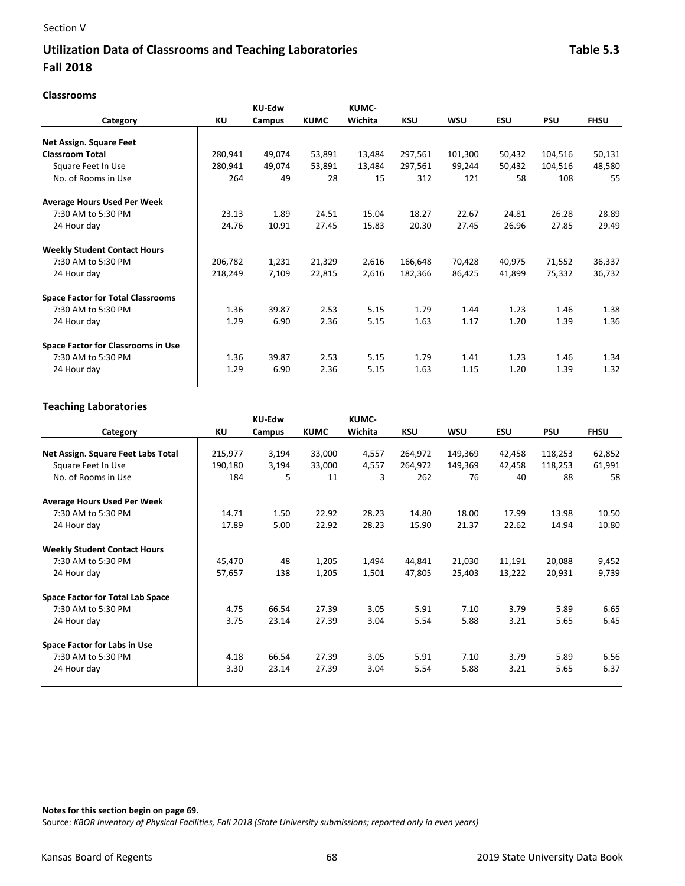Section V

## Utilization Data of Classrooms and Teaching Laboratories — Table 5.3
## Fall 2018

### Classrooms

| Category | KU | KU-Edw Campus | KUMC | KUMC-Wichita | KSU | WSU | ESU | PSU | FHSU |
|---|---|---|---|---|---|---|---|---|---|
| **Net Assign. Square Feet** | | | | | | | | | |
| **Classroom Total** | 280,941 | 49,074 | 53,891 | 13,484 | 297,561 | 101,300 | 50,432 | 104,516 | 50,131 |
| Square Feet In Use | 280,941 | 49,074 | 53,891 | 13,484 | 297,561 | 99,244 | 50,432 | 104,516 | 48,580 |
| No. of Rooms in Use | 264 | 49 | 28 | 15 | 312 | 121 | 58 | 108 | 55 |
| **Average Hours Used Per Week** | | | | | | | | | |
| 7:30 AM to 5:30 PM | 23.13 | 1.89 | 24.51 | 15.04 | 18.27 | 22.67 | 24.81 | 26.28 | 28.89 |
| 24 Hour day | 24.76 | 10.91 | 27.45 | 15.83 | 20.30 | 27.45 | 26.96 | 27.85 | 29.49 |
| **Weekly Student Contact Hours** | | | | | | | | | |
| 7:30 AM to 5:30 PM | 206,782 | 1,231 | 21,329 | 2,616 | 166,648 | 70,428 | 40,975 | 71,552 | 36,337 |
| 24 Hour day | 218,249 | 7,109 | 22,815 | 2,616 | 182,366 | 86,425 | 41,899 | 75,332 | 36,732 |
| **Space Factor for Total Classrooms** | | | | | | | | | |
| 7:30 AM to 5:30 PM | 1.36 | 39.87 | 2.53 | 5.15 | 1.79 | 1.44 | 1.23 | 1.46 | 1.38 |
| 24 Hour day | 1.29 | 6.90 | 2.36 | 5.15 | 1.63 | 1.17 | 1.20 | 1.39 | 1.36 |
| **Space Factor for Classrooms in Use** | | | | | | | | | |
| 7:30 AM to 5:30 PM | 1.36 | 39.87 | 2.53 | 5.15 | 1.79 | 1.41 | 1.23 | 1.46 | 1.34 |
| 24 Hour day | 1.29 | 6.90 | 2.36 | 5.15 | 1.63 | 1.15 | 1.20 | 1.39 | 1.32 |

### Teaching Laboratories

| Category | KU | KU-Edw Campus | KUMC | KUMC-Wichita | KSU | WSU | ESU | PSU | FHSU |
|---|---|---|---|---|---|---|---|---|---|
| **Net Assign. Square Feet Labs Total** | 215,977 | 3,194 | 33,000 | 4,557 | 264,972 | 149,369 | 42,458 | 118,253 | 62,852 |
| Square Feet In Use | 190,180 | 3,194 | 33,000 | 4,557 | 264,972 | 149,369 | 42,458 | 118,253 | 61,991 |
| No. of Rooms in Use | 184 | 5 | 11 | 3 | 262 | 76 | 40 | 88 | 58 |
| **Average Hours Used Per Week** | | | | | | | | | |
| 7:30 AM to 5:30 PM | 14.71 | 1.50 | 22.92 | 28.23 | 14.80 | 18.00 | 17.99 | 13.98 | 10.50 |
| 24 Hour day | 17.89 | 5.00 | 22.92 | 28.23 | 15.90 | 21.37 | 22.62 | 14.94 | 10.80 |
| **Weekly Student Contact Hours** | | | | | | | | | |
| 7:30 AM to 5:30 PM | 45,470 | 48 | 1,205 | 1,494 | 44,841 | 21,030 | 11,191 | 20,088 | 9,452 |
| 24 Hour day | 57,657 | 138 | 1,205 | 1,501 | 47,805 | 25,403 | 13,222 | 20,931 | 9,739 |
| **Space Factor for Total Lab Space** | | | | | | | | | |
| 7:30 AM to 5:30 PM | 4.75 | 66.54 | 27.39 | 3.05 | 5.91 | 7.10 | 3.79 | 5.89 | 6.65 |
| 24 Hour day | 3.75 | 23.14 | 27.39 | 3.04 | 5.54 | 5.88 | 3.21 | 5.65 | 6.45 |
| **Space Factor for Labs in Use** | | | | | | | | | |
| 7:30 AM to 5:30 PM | 4.18 | 66.54 | 27.39 | 3.05 | 5.91 | 7.10 | 3.79 | 5.89 | 6.56 |
| 24 Hour day | 3.30 | 23.14 | 27.39 | 3.04 | 5.54 | 5.88 | 3.21 | 5.65 | 6.37 |

**Notes for this section begin on page 69.**

Source: *KBOR Inventory of Physical Facilities, Fall 2018 (State University submissions; reported only in even years)*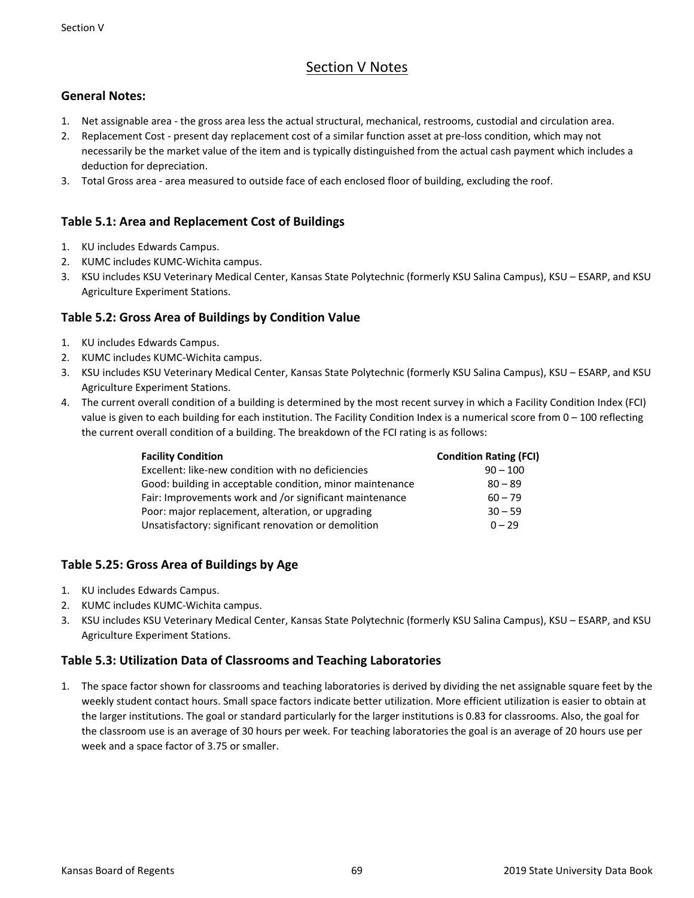# Section V Notes

## General Notes:

1. Net assignable area - the gross area less the actual structural, mechanical, restrooms, custodial and circulation area.
2. Replacement Cost - present day replacement cost of a similar function asset at pre-loss condition, which may not necessarily be the market value of the item and is typically distinguished from the actual cash payment which includes a deduction for depreciation.
3. Total Gross area - area measured to outside face of each enclosed floor of building, excluding the roof.

## Table 5.1: Area and Replacement Cost of Buildings

1. KU includes Edwards Campus.
2. KUMC includes KUMC-Wichita campus.
3. KSU includes KSU Veterinary Medical Center, Kansas State Polytechnic (formerly KSU Salina Campus), KSU – ESARP, and KSU Agriculture Experiment Stations.

## Table 5.2: Gross Area of Buildings by Condition Value

1. KU includes Edwards Campus.
2. KUMC includes KUMC-Wichita campus.
3. KSU includes KSU Veterinary Medical Center, Kansas State Polytechnic (formerly KSU Salina Campus), KSU – ESARP, and KSU Agriculture Experiment Stations.
4. The current overall condition of a building is determined by the most recent survey in which a Facility Condition Index (FCI) value is given to each building for each institution. The Facility Condition Index is a numerical score from 0 – 100 reflecting the current overall condition of a building. The breakdown of the FCI rating is as follows:

| Facility Condition | Condition Rating (FCI) |
|---|---|
| Excellent: like-new condition with no deficiencies | 90 – 100 |
| Good: building in acceptable condition, minor maintenance | 80 – 89 |
| Fair: Improvements work and /or significant maintenance | 60 – 79 |
| Poor: major replacement, alteration, or upgrading | 30 – 59 |
| Unsatisfactory: significant renovation or demolition | 0 – 29 |

## Table 5.25: Gross Area of Buildings by Age

1. KU includes Edwards Campus.
2. KUMC includes KUMC-Wichita campus.
3. KSU includes KSU Veterinary Medical Center, Kansas State Polytechnic (formerly KSU Salina Campus), KSU – ESARP, and KSU Agriculture Experiment Stations.

## Table 5.3: Utilization Data of Classrooms and Teaching Laboratories

1. The space factor shown for classrooms and teaching laboratories is derived by dividing the net assignable square feet by the weekly student contact hours. Small space factors indicate better utilization. More efficient utilization is easier to obtain at the larger institutions. The goal or standard particularly for the larger institutions is 0.83 for classrooms. Also, the goal for the classroom use is an average of 30 hours per week. For teaching laboratories the goal is an average of 20 hours use per week and a space factor of 3.75 or smaller.